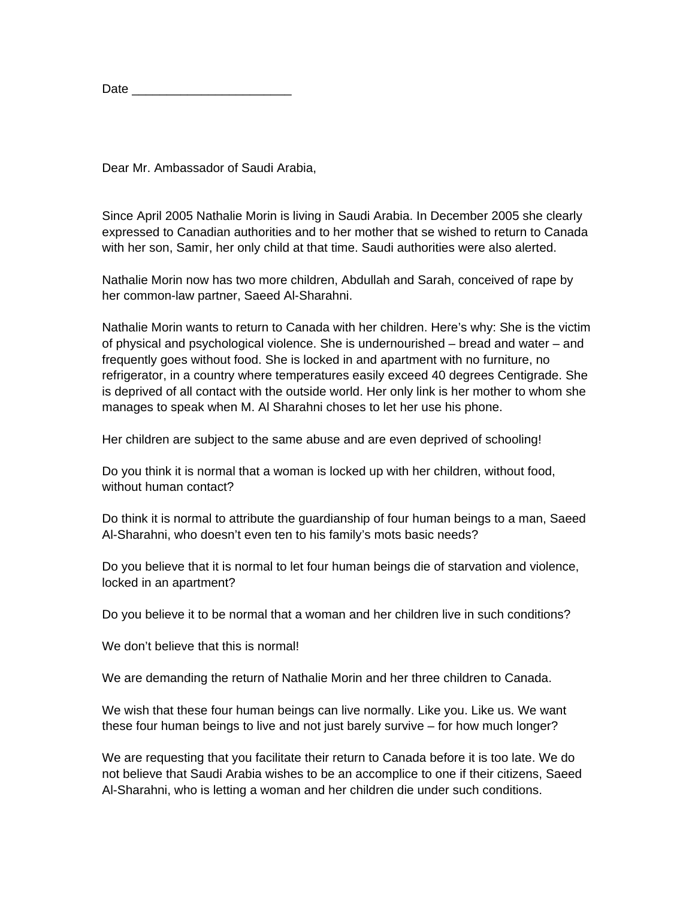Date ________________________

Dear Mr. Ambassador of Saudi Arabia,

Since April 2005 Nathalie Morin is living in Saudi Arabia. In December 2005 she clearly expressed to Canadian authorities and to her mother that se wished to return to Canada with her son, Samir, her only child at that time. Saudi authorities were also alerted.

Nathalie Morin now has two more children, Abdullah and Sarah, conceived of rape by her common-law partner, Saeed Al-Sharahni.

Nathalie Morin wants to return to Canada with her children. Here's why: She is the victim of physical and psychological violence. She is undernourished – bread and water – and frequently goes without food. She is locked in and apartment with no furniture, no refrigerator, in a country where temperatures easily exceed 40 degrees Centigrade. She is deprived of all contact with the outside world. Her only link is her mother to whom she manages to speak when M. Al Sharahni choses to let her use his phone.

Her children are subject to the same abuse and are even deprived of schooling!

Do you think it is normal that a woman is locked up with her children, without food, without human contact?

Do think it is normal to attribute the guardianship of four human beings to a man, Saeed Al-Sharahni, who doesn't even ten to his family's mots basic needs?

Do you believe that it is normal to let four human beings die of starvation and violence, locked in an apartment?

Do you believe it to be normal that a woman and her children live in such conditions?

We don't believe that this is normal!

We are demanding the return of Nathalie Morin and her three children to Canada.

We wish that these four human beings can live normally. Like you. Like us. We want these four human beings to live and not just barely survive – for how much longer?

We are requesting that you facilitate their return to Canada before it is too late. We do not believe that Saudi Arabia wishes to be an accomplice to one if their citizens, Saeed Al-Sharahni, who is letting a woman and her children die under such conditions.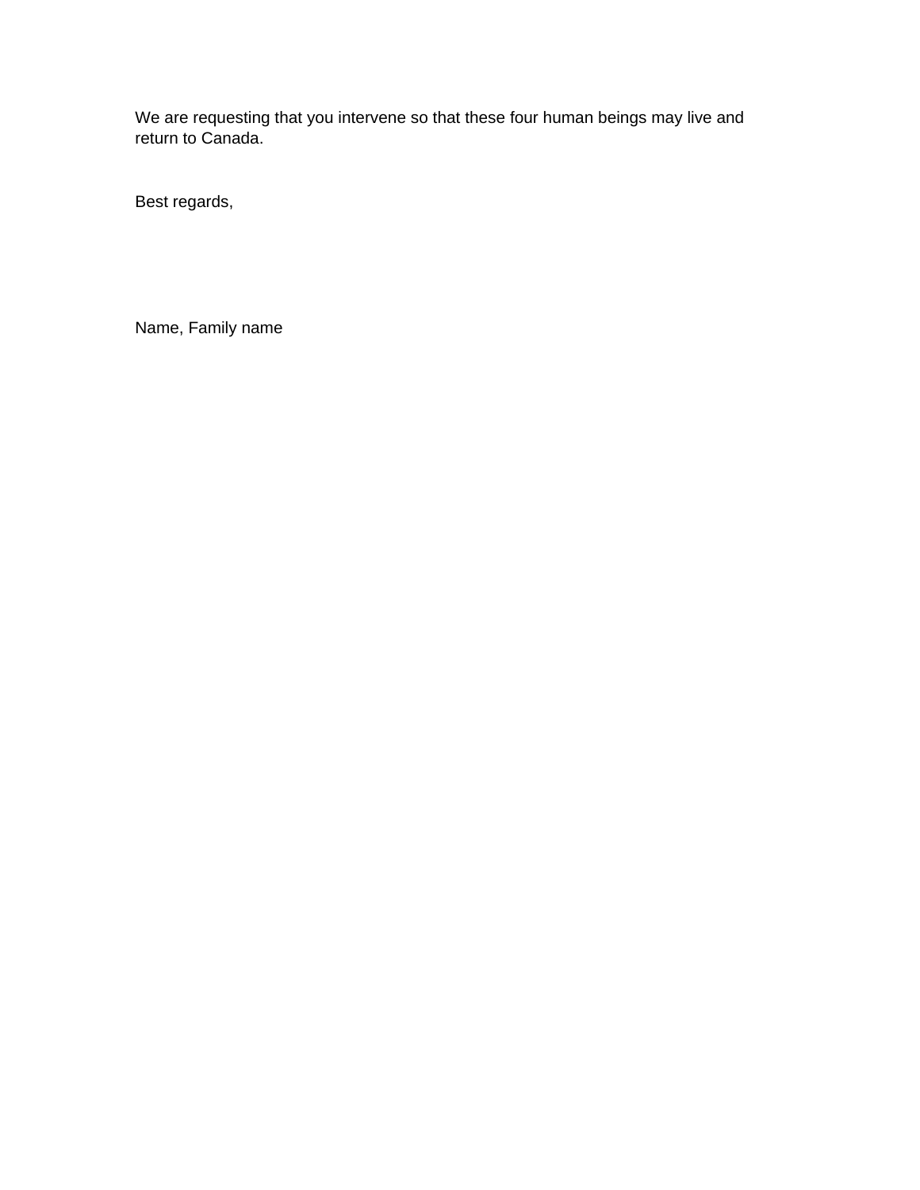We are requesting that you intervene so that these four human beings may live and return to Canada.

Best regards,

Name, Family name